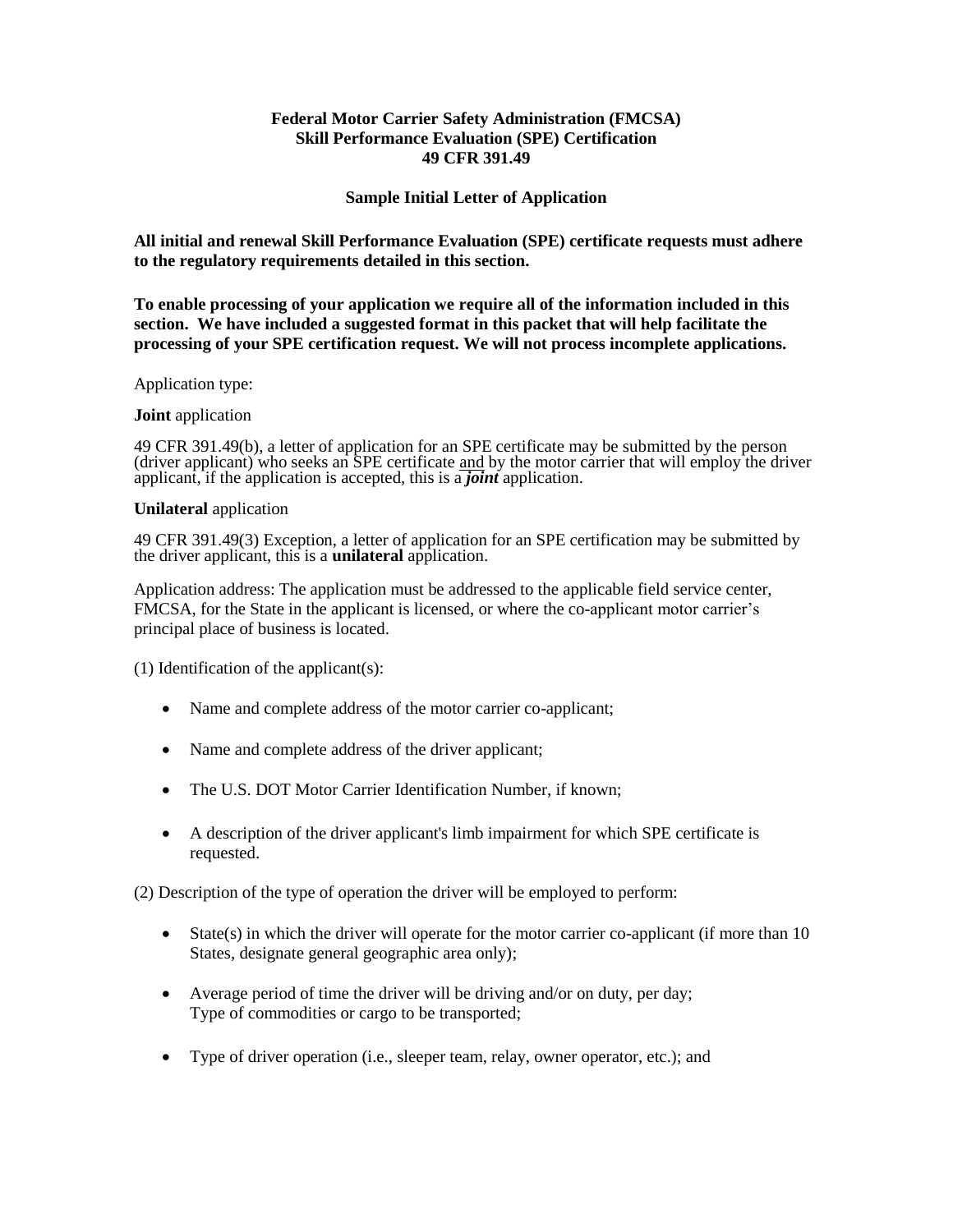**Federal Motor Carrier Safety Administration (FMCSA)**
**Skill Performance Evaluation (SPE) Certification**
**49 CFR 391.49**

**Sample Initial Letter of Application**

**All initial and renewal Skill Performance Evaluation (SPE) certificate requests must adhere to the regulatory requirements detailed in this section.**

**To enable processing of your application we require all of the information included in this section. We have included a suggested format in this packet that will help facilitate the processing of your SPE certification request. We will not process incomplete applications.**

Application type:

**Joint** application

49 CFR 391.49(b), a letter of application for an SPE certificate may be submitted by the person (driver applicant) who seeks an SPE certificate <u>and</u> by the motor carrier that will employ the driver applicant, if the application is accepted, this is a ***joint*** application.

**Unilateral** application

49 CFR 391.49(3) Exception, a letter of application for an SPE certification may be submitted by the driver applicant, this is a **unilateral** application.

Application address: The application must be addressed to the applicable field service center, FMCSA, for the State in the applicant is licensed, or where the co-applicant motor carrier's principal place of business is located.

(1) Identification of the applicant(s):

- Name and complete address of the motor carrier co-applicant;
- Name and complete address of the driver applicant;
- The U.S. DOT Motor Carrier Identification Number, if known;
- A description of the driver applicant's limb impairment for which SPE certificate is requested.

(2) Description of the type of operation the driver will be employed to perform:

- State(s) in which the driver will operate for the motor carrier co-applicant (if more than 10 States, designate general geographic area only);
- Average period of time the driver will be driving and/or on duty, per day;
  Type of commodities or cargo to be transported;
- Type of driver operation (i.e., sleeper team, relay, owner operator, etc.); and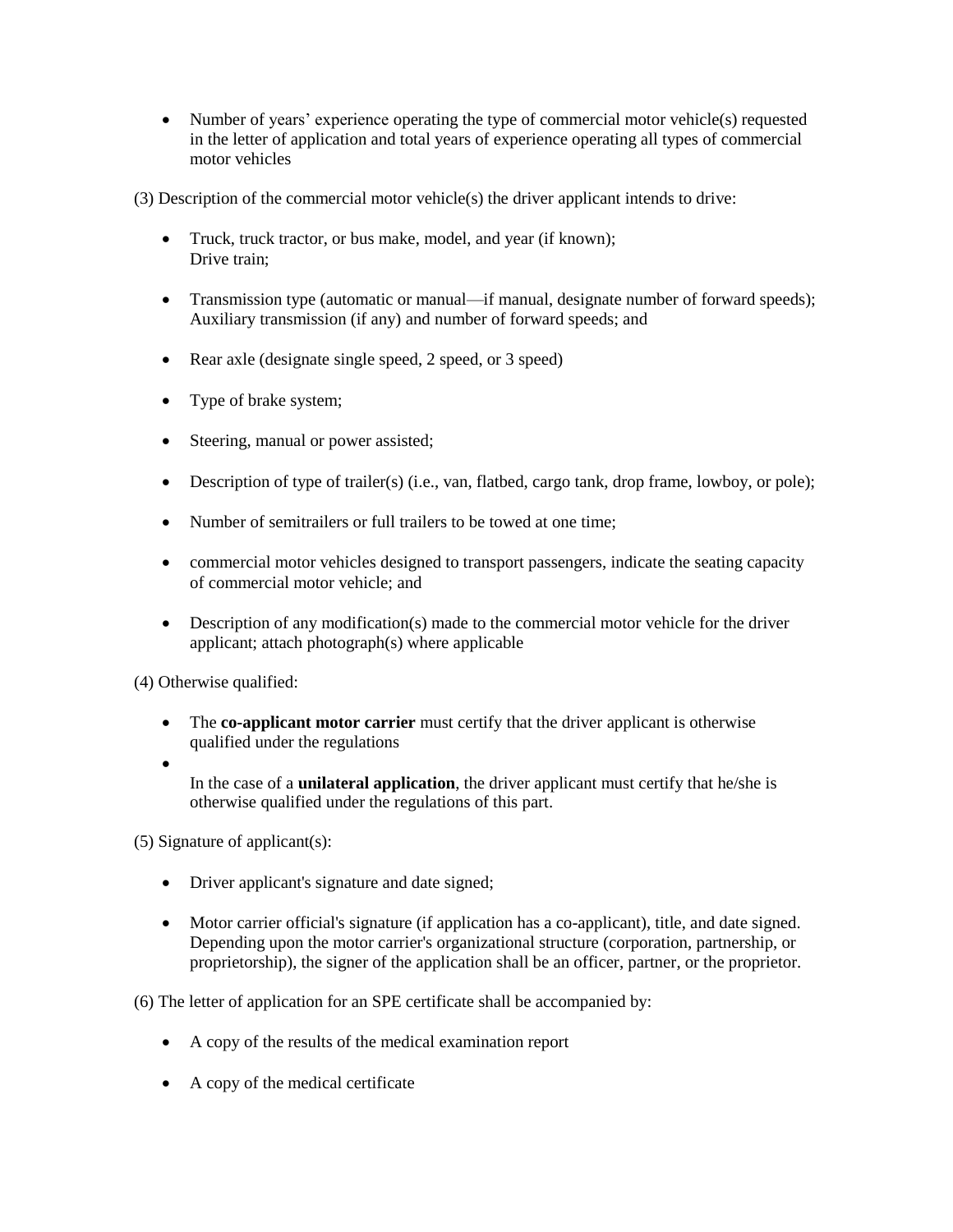- Number of years' experience operating the type of commercial motor vehicle(s) requested in the letter of application and total years of experience operating all types of commercial motor vehicles

(3) Description of the commercial motor vehicle(s) the driver applicant intends to drive:

- Truck, truck tractor, or bus make, model, and year (if known);
  Drive train;
- Transmission type (automatic or manual—if manual, designate number of forward speeds);
  Auxiliary transmission (if any) and number of forward speeds; and
- Rear axle (designate single speed, 2 speed, or 3 speed)
- Type of brake system;
- Steering, manual or power assisted;
- Description of type of trailer(s) (i.e., van, flatbed, cargo tank, drop frame, lowboy, or pole);
- Number of semitrailers or full trailers to be towed at one time;
- commercial motor vehicles designed to transport passengers, indicate the seating capacity of commercial motor vehicle; and
- Description of any modification(s) made to the commercial motor vehicle for the driver applicant; attach photograph(s) where applicable

(4) Otherwise qualified:

- The **co-applicant motor carrier** must certify that the driver applicant is otherwise qualified under the regulations
- In the case of a **unilateral application**, the driver applicant must certify that he/she is otherwise qualified under the regulations of this part.

(5) Signature of applicant(s):

- Driver applicant's signature and date signed;
- Motor carrier official's signature (if application has a co-applicant), title, and date signed. Depending upon the motor carrier's organizational structure (corporation, partnership, or proprietorship), the signer of the application shall be an officer, partner, or the proprietor.

(6) The letter of application for an SPE certificate shall be accompanied by:

- A copy of the results of the medical examination report
- A copy of the medical certificate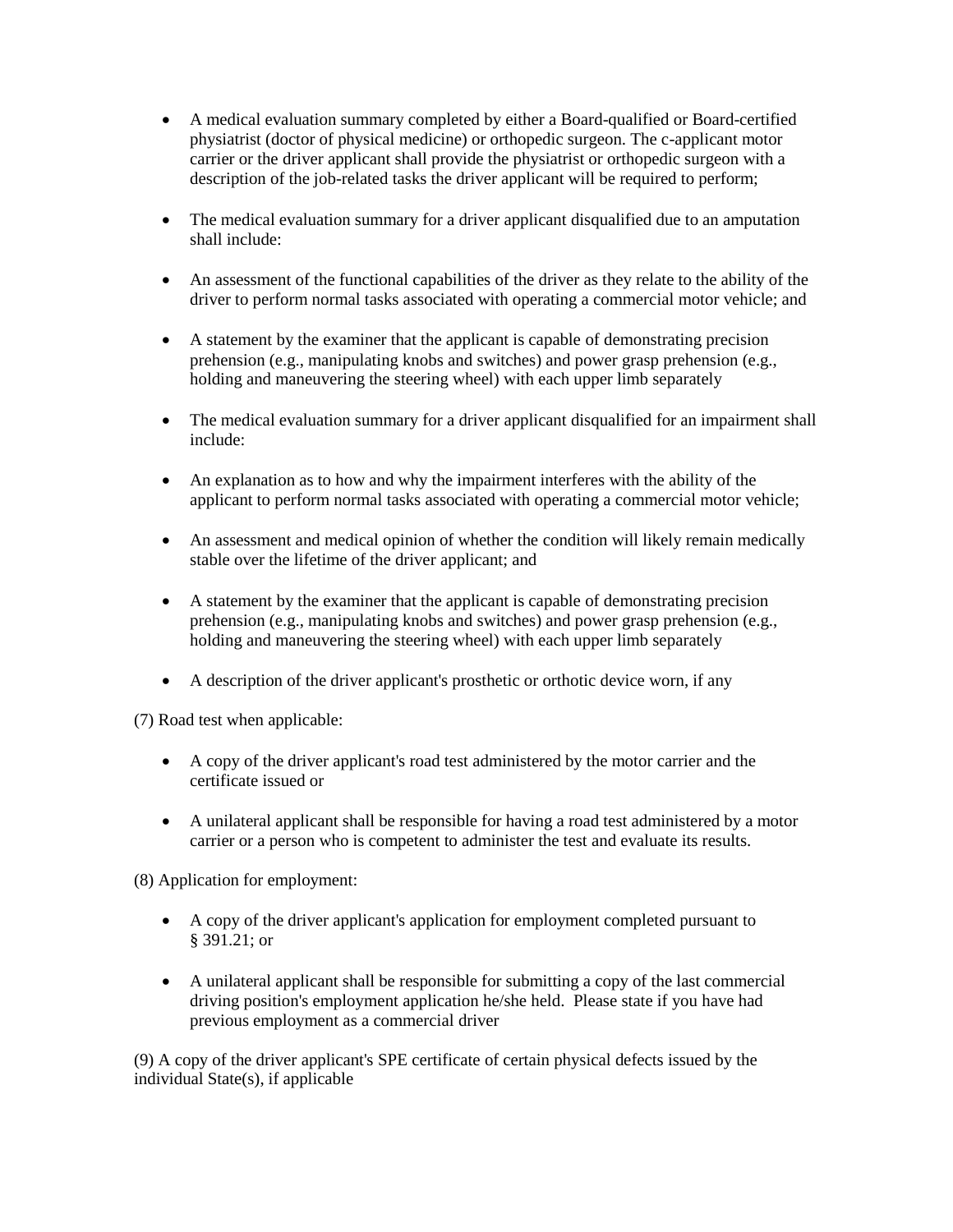- A medical evaluation summary completed by either a Board-qualified or Board-certified physiatrist (doctor of physical medicine) or orthopedic surgeon. The c-applicant motor carrier or the driver applicant shall provide the physiatrist or orthopedic surgeon with a description of the job-related tasks the driver applicant will be required to perform;

- The medical evaluation summary for a driver applicant disqualified due to an amputation shall include:

- An assessment of the functional capabilities of the driver as they relate to the ability of the driver to perform normal tasks associated with operating a commercial motor vehicle; and

- A statement by the examiner that the applicant is capable of demonstrating precision prehension (e.g., manipulating knobs and switches) and power grasp prehension (e.g., holding and maneuvering the steering wheel) with each upper limb separately

- The medical evaluation summary for a driver applicant disqualified for an impairment shall include:

- An explanation as to how and why the impairment interferes with the ability of the applicant to perform normal tasks associated with operating a commercial motor vehicle;

- An assessment and medical opinion of whether the condition will likely remain medically stable over the lifetime of the driver applicant; and

- A statement by the examiner that the applicant is capable of demonstrating precision prehension (e.g., manipulating knobs and switches) and power grasp prehension (e.g., holding and maneuvering the steering wheel) with each upper limb separately

- A description of the driver applicant's prosthetic or orthotic device worn, if any

(7) Road test when applicable:

- A copy of the driver applicant's road test administered by the motor carrier and the certificate issued or

- A unilateral applicant shall be responsible for having a road test administered by a motor carrier or a person who is competent to administer the test and evaluate its results.

(8) Application for employment:

- A copy of the driver applicant's application for employment completed pursuant to § 391.21; or

- A unilateral applicant shall be responsible for submitting a copy of the last commercial driving position's employment application he/she held. Please state if you have had previous employment as a commercial driver

(9) A copy of the driver applicant's SPE certificate of certain physical defects issued by the individual State(s), if applicable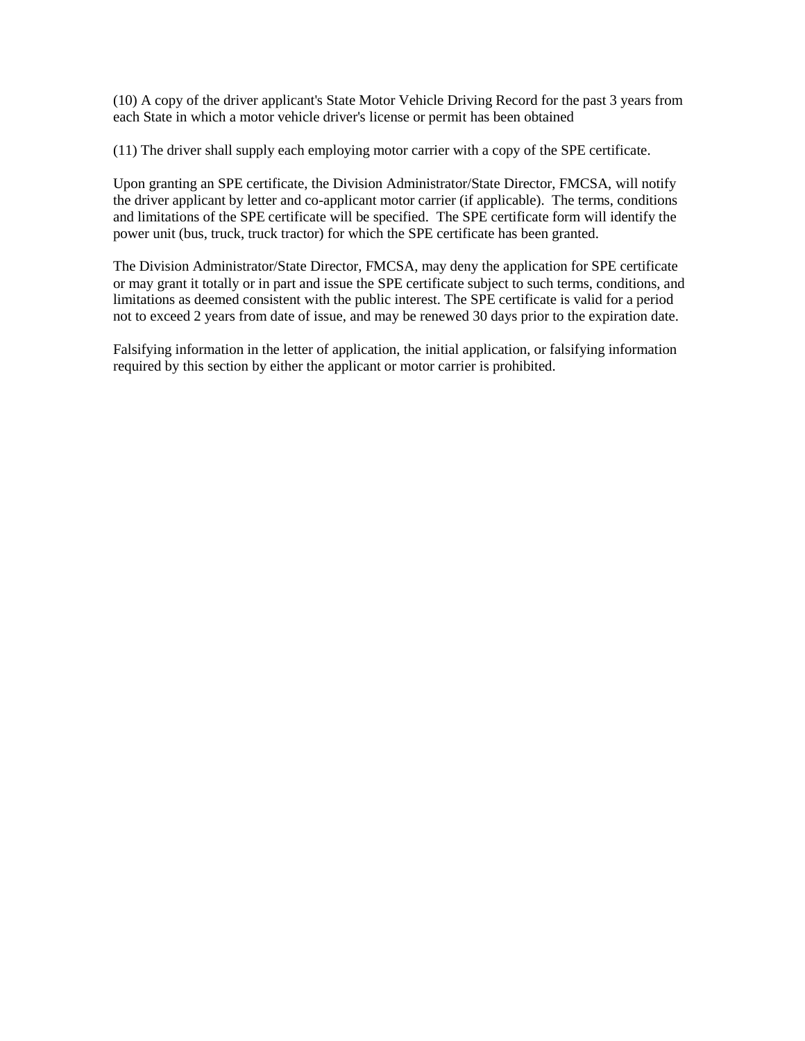(10) A copy of the driver applicant's State Motor Vehicle Driving Record for the past 3 years from each State in which a motor vehicle driver's license or permit has been obtained

(11) The driver shall supply each employing motor carrier with a copy of the SPE certificate.

Upon granting an SPE certificate, the Division Administrator/State Director, FMCSA, will notify the driver applicant by letter and co-applicant motor carrier (if applicable). The terms, conditions and limitations of the SPE certificate will be specified. The SPE certificate form will identify the power unit (bus, truck, truck tractor) for which the SPE certificate has been granted.

The Division Administrator/State Director, FMCSA, may deny the application for SPE certificate or may grant it totally or in part and issue the SPE certificate subject to such terms, conditions, and limitations as deemed consistent with the public interest. The SPE certificate is valid for a period not to exceed 2 years from date of issue, and may be renewed 30 days prior to the expiration date.

Falsifying information in the letter of application, the initial application, or falsifying information required by this section by either the applicant or motor carrier is prohibited.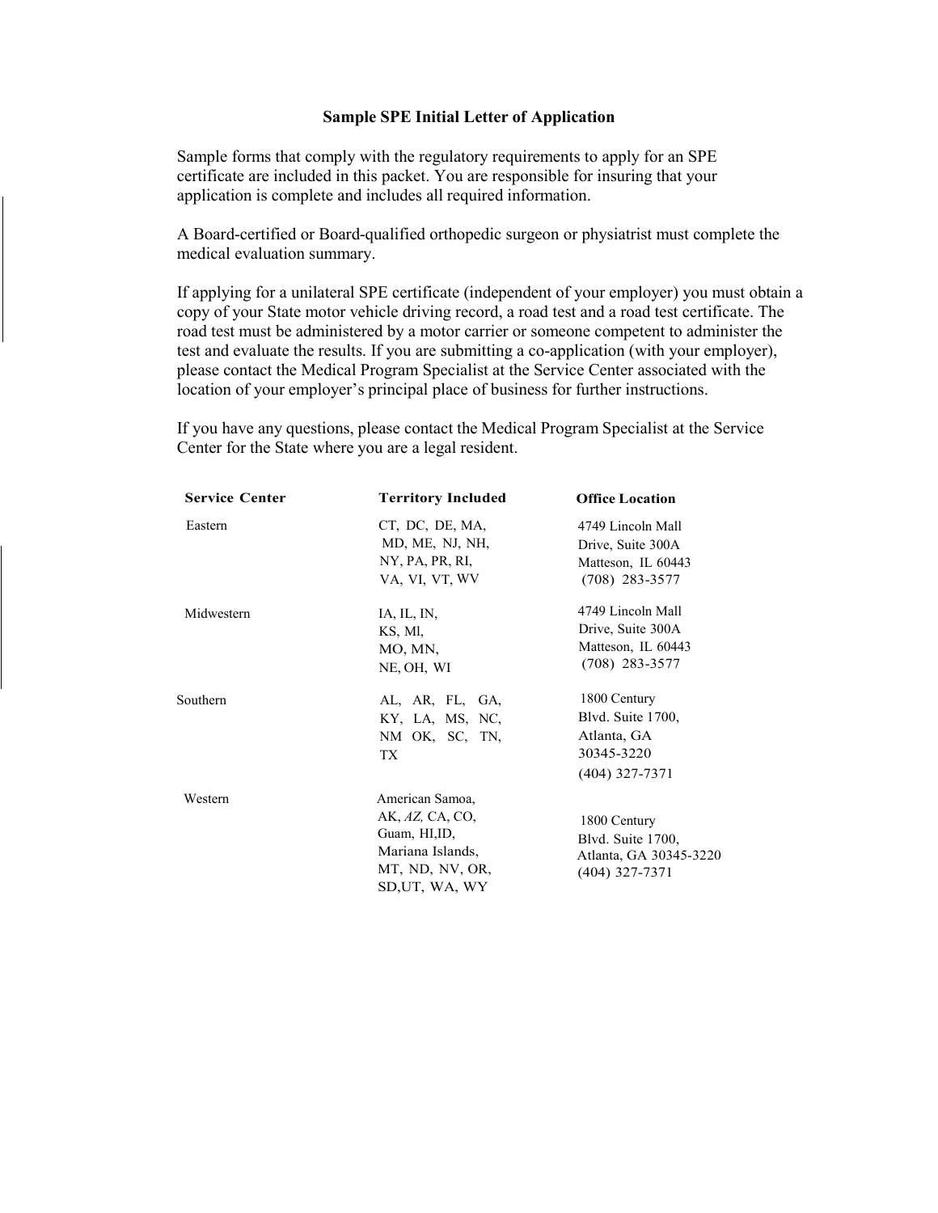## Sample SPE Initial Letter of Application

Sample forms that comply with the regulatory requirements to apply for an SPE certificate are included in this packet. You are responsible for insuring that your application is complete and includes all required information.

A Board-certified or Board-qualified orthopedic surgeon or physiatrist must complete the medical evaluation summary.

If applying for a unilateral SPE certificate (independent of your employer) you must obtain a copy of your State motor vehicle driving record, a road test and a road test certificate. The road test must be administered by a motor carrier or someone competent to administer the test and evaluate the results. If you are submitting a co-application (with your employer), please contact the Medical Program Specialist at the Service Center associated with the location of your employer's principal place of business for further instructions.

If you have any questions, please contact the Medical Program Specialist at the Service Center for the State where you are a legal resident.

| Service Center | Territory Included | Office Location |
|---|---|---|
| Eastern | CT, DC, DE, MA, MD, ME, NJ, NH, NY, PA, PR, RI, VA, VI, VT, WV | 4749 Lincoln Mall Drive, Suite 300A Matteson, IL 60443 (708) 283-3577 |
| Midwestern | IA, IL, IN, KS, Ml, MO, MN, NE, OH, WI | 4749 Lincoln Mall Drive, Suite 300A Matteson, IL 60443 (708) 283-3577 |
| Southern | AL, AR, FL, GA, KY, LA, MS, NC, NM OK, SC, TN, TX | 1800 Century Blvd. Suite 1700, Atlanta, GA 30345-3220 (404) 327-7371 |
| Western | American Samoa, AK, *AZ,* CA, CO, Guam, HI,ID, Mariana Islands, MT, ND, NV, OR, SD,UT, WA, WY | 1800 Century Blvd. Suite 1700, Atlanta, GA 30345-3220 (404) 327-7371 |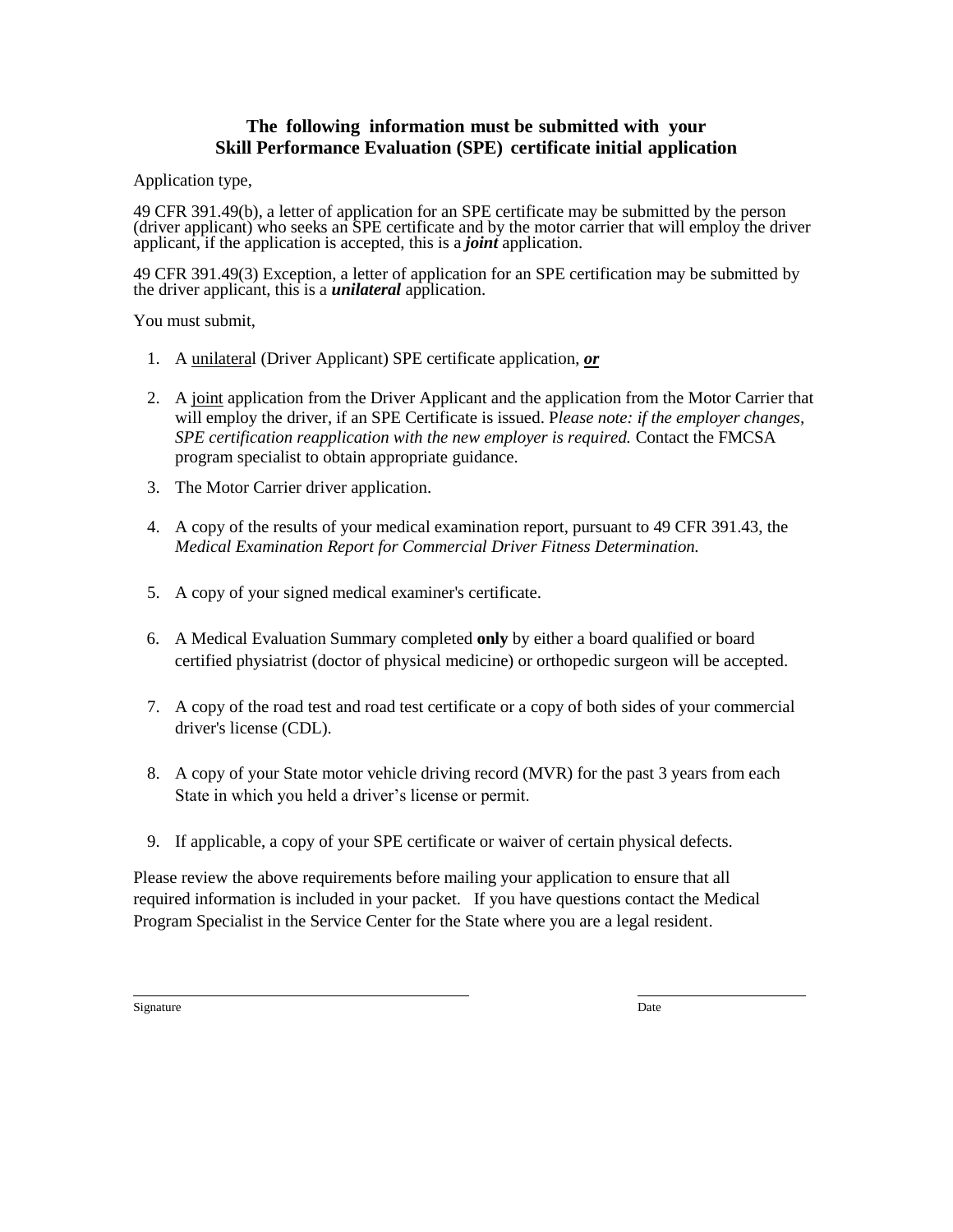**The following information must be submitted with your Skill Performance Evaluation (SPE) certificate initial application**

Application type,

49 CFR 391.49(b), a letter of application for an SPE certificate may be submitted by the person (driver applicant) who seeks an SPE certificate and by the motor carrier that will employ the driver applicant, if the application is accepted, this is a ***joint*** application.

49 CFR 391.49(3) Exception, a letter of application for an SPE certification may be submitted by the driver applicant, this is a ***unilateral*** application.

You must submit,

1. A unilateral (Driver Applicant) SPE certificate application, ***or***
2. A joint application from the Driver Applicant and the application from the Motor Carrier that will employ the driver, if an SPE Certificate is issued. P*lease note: if the employer changes, SPE certification reapplication with the new employer is required.* Contact the FMCSA program specialist to obtain appropriate guidance.
3. The Motor Carrier driver application.
4. A copy of the results of your medical examination report, pursuant to 49 CFR 391.43, the *Medical Examination Report for Commercial Driver Fitness Determination.*
5. A copy of your signed medical examiner's certificate.
6. A Medical Evaluation Summary completed **only** by either a board qualified or board certified physiatrist (doctor of physical medicine) or orthopedic surgeon will be accepted.
7. A copy of the road test and road test certificate or a copy of both sides of your commercial driver's license (CDL).
8. A copy of your State motor vehicle driving record (MVR) for the past 3 years from each State in which you held a driver's license or permit.
9. If applicable, a copy of your SPE certificate or waiver of certain physical defects.

Please review the above requirements before mailing your application to ensure that all required information is included in your packet. If you have questions contact the Medical Program Specialist in the Service Center for the State where you are a legal resident.

Signature ______________________ Date ______________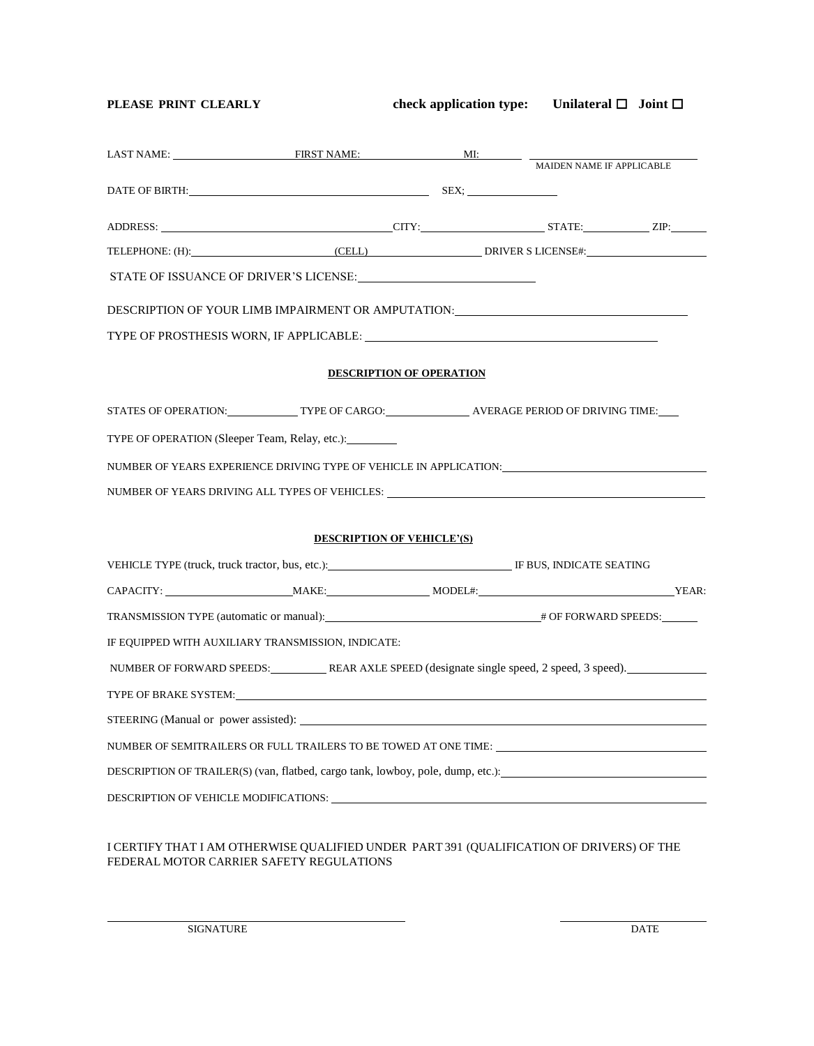**PLEASE PRINT CLEARLY** **check application type: Unilateral ☐ Joint ☐**

LAST NAME: ____________ FIRST NAME: ____________ MI: ______ ____________
MAIDEN NAME IF APPLICABLE

DATE OF BIRTH: ____________ SEX; ____________

ADDRESS: ____________ CITY: ____________ STATE: ____________ ZIP: ______

TELEPHONE: (H): ____________ (CELL) ____________ DRIVER S LICENSE#: ____________

STATE OF ISSUANCE OF DRIVER'S LICENSE: ____________

DESCRIPTION OF YOUR LIMB IMPAIRMENT OR AMPUTATION: ____________

TYPE OF PROSTHESIS WORN, IF APPLICABLE: ____________

**DESCRIPTION OF OPERATION**

STATES OF OPERATION: ____________ TYPE OF CARGO: ____________ AVERAGE PERIOD OF DRIVING TIME: ______

TYPE OF OPERATION (Sleeper Team, Relay, etc.): ______

NUMBER OF YEARS EXPERIENCE DRIVING TYPE OF VEHICLE IN APPLICATION: ____________

NUMBER OF YEARS DRIVING ALL TYPES OF VEHICLES: ____________

**DESCRIPTION OF VEHICLE'(S)**

VEHICLE TYPE (truck, truck tractor, bus, etc.): ____________ IF BUS, INDICATE SEATING

CAPACITY: ____________ MAKE: ____________ MODEL#: ____________ YEAR:

TRANSMISSION TYPE (automatic or manual): ____________ # OF FORWARD SPEEDS: ______

IF EQUIPPED WITH AUXILIARY TRANSMISSION, INDICATE:

NUMBER OF FORWARD SPEEDS: ______ REAR AXLE SPEED (designate single speed, 2 speed, 3 speed). ______

TYPE OF BRAKE SYSTEM: ____________

STEERING (Manual or power assisted): ____________

NUMBER OF SEMITRAILERS OR FULL TRAILERS TO BE TOWED AT ONE TIME: ____________

DESCRIPTION OF TRAILER(S) (van, flatbed, cargo tank, lowboy, pole, dump, etc.): ____________

DESCRIPTION OF VEHICLE MODIFICATIONS: ____________

I CERTIFY THAT I AM OTHERWISE QUALIFIED UNDER PART 391 (QUALIFICATION OF DRIVERS) OF THE FEDERAL MOTOR CARRIER SAFETY REGULATIONS

____________ ____________
SIGNATURE DATE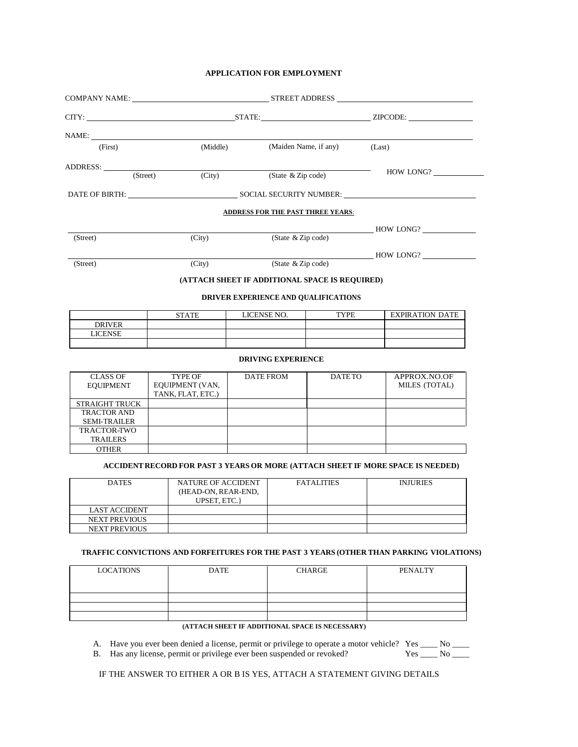# APPLICATION FOR EMPLOYMENT

COMPANY NAME: ______________________________ STREET ADDRESS ______________________________

CITY: ______________________________ STATE: ______________________ ZIPCODE: ______________

NAME: ______________________________________________________________________________
(First) (Middle) (Maiden Name, if any) (Last)

ADDRESS: ____________________________________________________ HOW LONG? ___________
(Street) (City) (State & Zip code)

DATE OF BIRTH: ______________________ SOCIAL SECURITY NUMBER: ______________________________

**ADDRESS FOR THE PAST THREE YEARS**:

____________________________________________________________ HOW LONG? ___________
(Street) (City) (State & Zip code)

____________________________________________________________ HOW LONG? ___________
(Street) (City) (State & Zip code)

**(ATTACH SHEET IF ADDITIONAL SPACE IS REQUIRED)**

**DRIVER EXPERIENCE AND QUALIFICATIONS**

| | STATE | LICENSE NO. | TYPE | EXPIRATION DATE |
|---|---|---|---|---|
| DRIVER | | | | |
| LICENSE | | | | |
| | | | | |

**DRIVING EXPERIENCE**

| CLASS OF EQUIPMENT | TYPE OF EQUIPMENT (VAN, TANK, FLAT, ETC.) | DATE FROM | DATE TO | APPROX.NO.OF MILES (TOTAL) |
|---|---|---|---|---|
| STRAIGHT TRUCK | | | | |
| TRACTOR AND SEMI-TRAILER | | | | |
| TRACTOR-TWO TRAILERS | | | | |
| OTHER | | | | |

**ACCIDENT RECORD FOR PAST 3 YEARS OR MORE (ATTACH SHEET IF MORE SPACE IS NEEDED)**

| DATES | NATURE OF ACCIDENT (HEAD-ON, REAR-END, UPSET, ETC.} | FATALITIES | INJURIES |
|---|---|---|---|
| LAST ACCIDENT | | | |
| NEXT PREVIOUS | | | |
| NEXT PREVIOUS | | | |

**TRAFFIC CONVICTIONS AND FORFEITURES FOR THE PAST 3 YEARS (OTHER THAN PARKING VIOLATIONS)**

| LOCATIONS | DATE | CHARGE | PENALTY |
|---|---|---|---|
| | | | |
| | | | |
| | | | |

**(ATTACH SHEET IF ADDITIONAL SPACE IS NECESSARY)**

A. Have you ever been denied a license, permit or privilege to operate a motor vehicle? Yes ____ No ____
B. Has any license, permit or privilege ever been suspended or revoked? Yes ____ No ____

IF THE ANSWER TO EITHER A OR B IS YES, ATTACH A STATEMENT GIVING DETAILS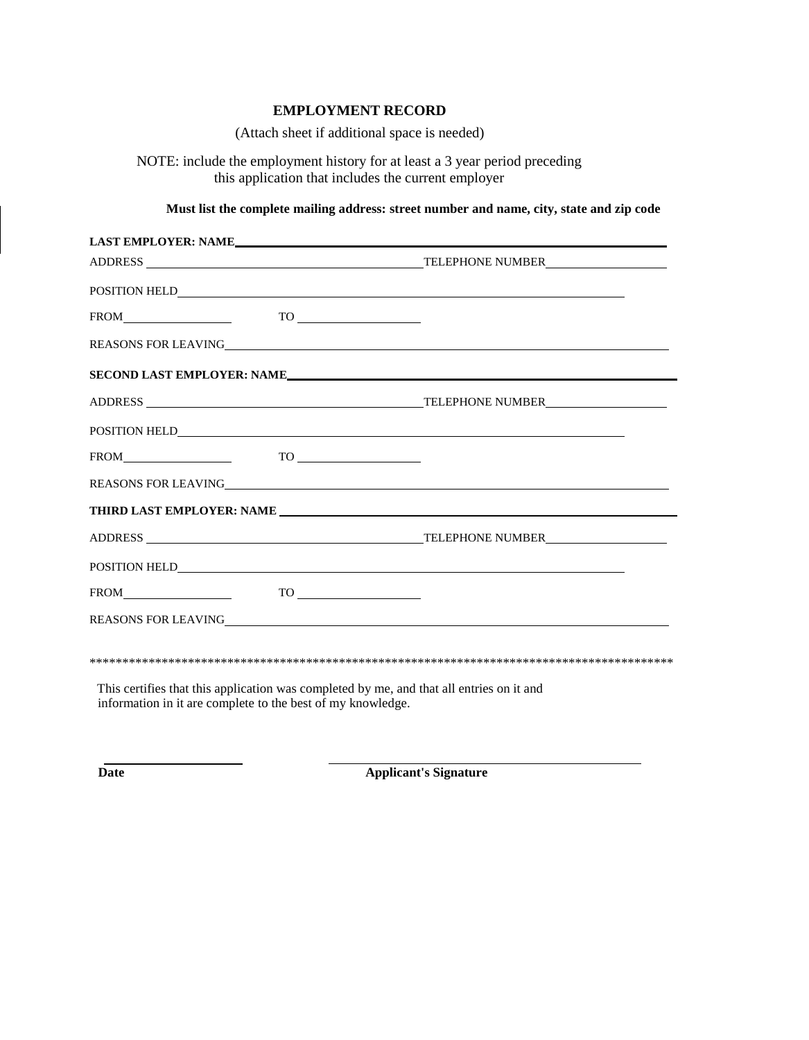## EMPLOYMENT RECORD

(Attach sheet if additional space is needed)

NOTE: include the employment history for at least a 3 year period preceding this application that includes the current employer

**Must list the complete mailing address: street number and name, city, state and zip code**

**LAST EMPLOYER: NAME** ______________________________

ADDRESS ______________________________ TELEPHONE NUMBER ______________

POSITION HELD ______________________________

FROM ______________ TO ______________

REASONS FOR LEAVING ______________________________

**SECOND LAST EMPLOYER: NAME** ______________________________

ADDRESS ______________________________ TELEPHONE NUMBER ______________

POSITION HELD ______________________________

FROM ______________ TO ______________

REASONS FOR LEAVING ______________________________

**THIRD LAST EMPLOYER: NAME** ______________________________

ADDRESS ______________________________ TELEPHONE NUMBER ______________

POSITION HELD ______________________________

FROM ______________ TO ______________

REASONS FOR LEAVING ______________________________

******************************************************************************************

This certifies that this application was completed by me, and that all entries on it and information in it are complete to the best of my knowledge.

______________ ______________________________

**Date** **Applicant's Signature**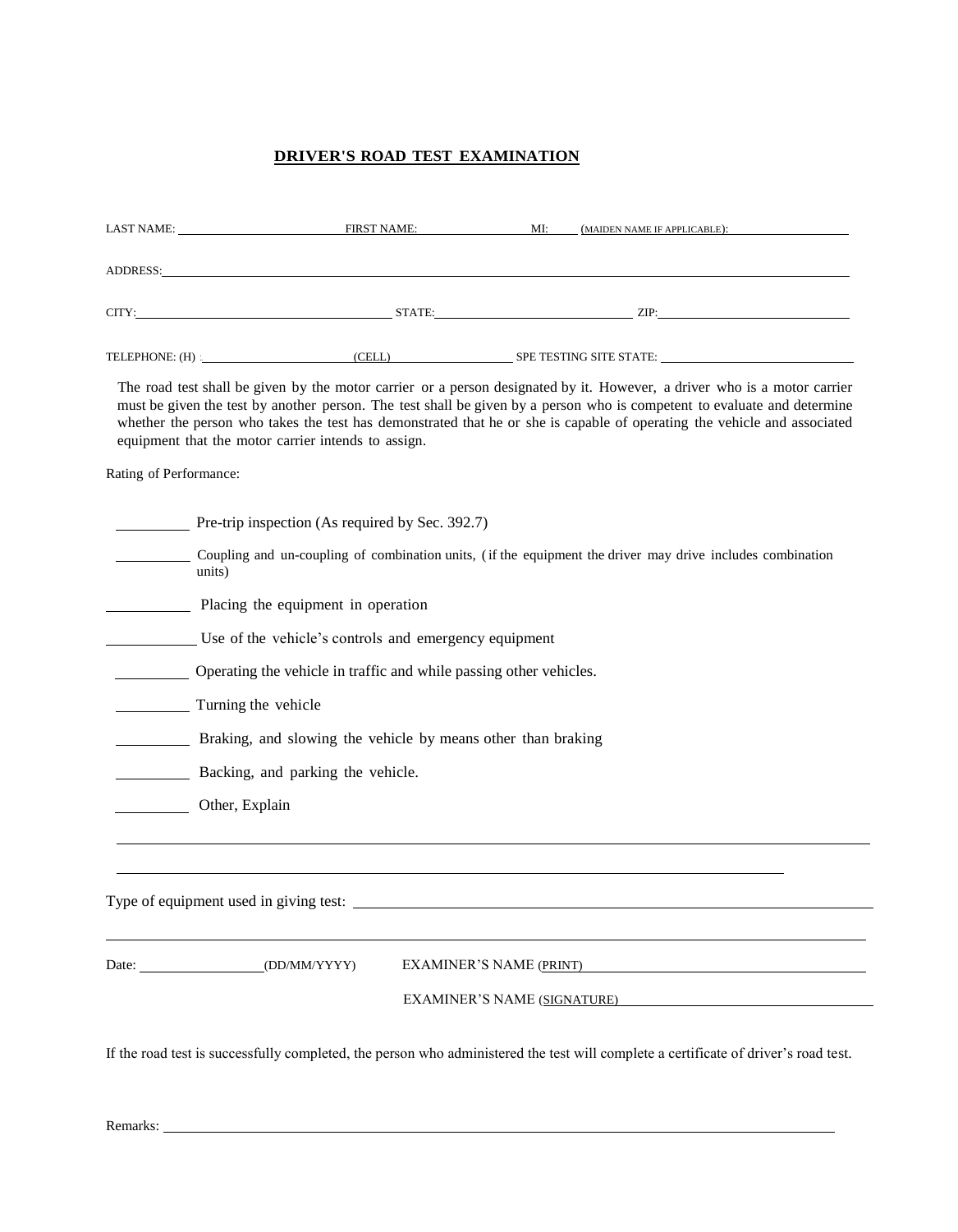# DRIVER'S ROAD TEST EXAMINATION

LAST NAME: ____________ FIRST NAME: ____________ MI: ____ (MAIDEN NAME IF APPLICABLE): ____________

ADDRESS: ________________________________________

CITY: ____________ STATE: ____________ ZIP: ____________

TELEPHONE: (H) : ____________ (CELL) ____________ SPE TESTING SITE STATE: ____________

The road test shall be given by the motor carrier or a person designated by it. However, a driver who is a motor carrier must be given the test by another person. The test shall be given by a person who is competent to evaluate and determine whether the person who takes the test has demonstrated that he or she is capable of operating the vehicle and associated equipment that the motor carrier intends to assign.

Rating of Performance:

_________ Pre-trip inspection (As required by Sec. 392.7)

_________ Coupling and un-coupling of combination units, (if the equipment the driver may drive includes combination units)

_________ Placing the equipment in operation

_________ Use of the vehicle's controls and emergency equipment

_________ Operating the vehicle in traffic and while passing other vehicles.

_________ Turning the vehicle

_________ Braking, and slowing the vehicle by means other than braking

_________ Backing, and parking the vehicle.

_________ Other, Explain

________________________________________

________________________________________

Type of equipment used in giving test: ________________________________________

________________________________________

Date: ____________ (DD/MM/YYYY) EXAMINER'S NAME (PRINT) ____________

EXAMINER'S NAME (SIGNATURE) ____________

If the road test is successfully completed, the person who administered the test will complete a certificate of driver's road test.

Remarks: ________________________________________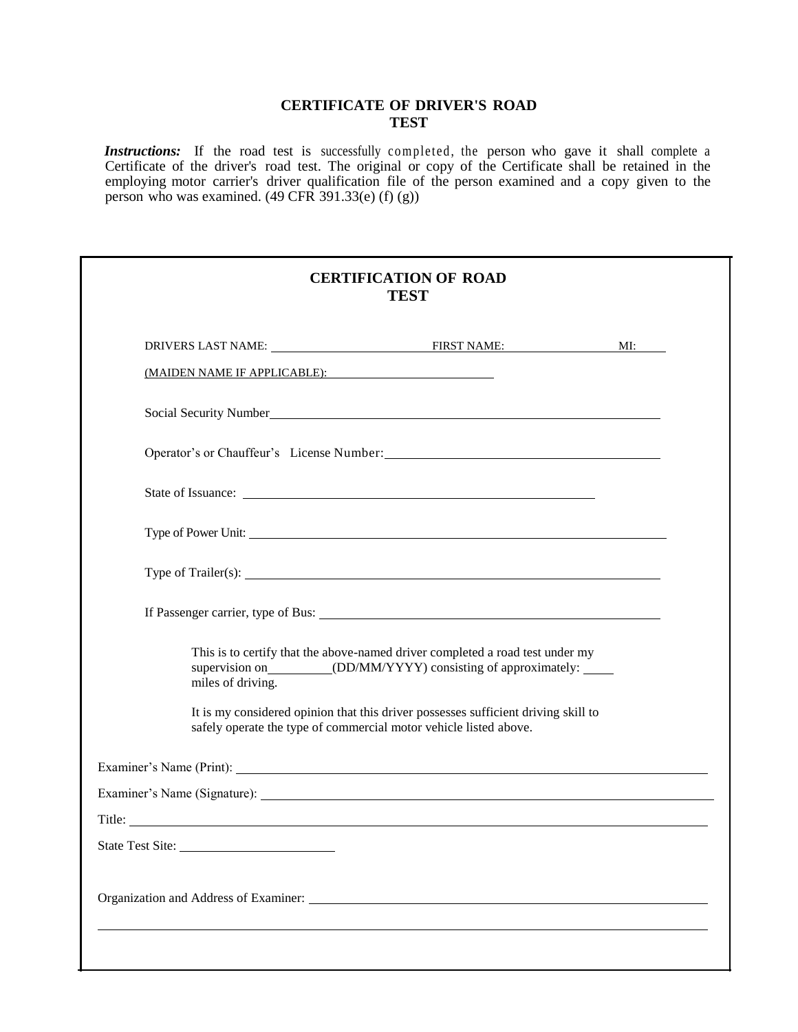# CERTIFICATE OF DRIVER'S ROAD TEST

***Instructions:*** If the road test is successfully completed, the person who gave it shall complete a Certificate of the driver's road test. The original or copy of the Certificate shall be retained in the employing motor carrier's driver qualification file of the person examined and a copy given to the person who was examined. (49 CFR 391.33(e) (f) (g))

## CERTIFICATION OF ROAD TEST

DRIVERS LAST NAME: ______________________ FIRST NAME: ________________ MI: _____

(MAIDEN NAME IF APPLICABLE): ______________________

Social Security Number ______________________________________________

Operator's or Chauffeur's License Number: ______________________________

State of Issuance: ______________________________________________

Type of Power Unit: ______________________________________________

Type of Trailer(s): ______________________________________________

If Passenger carrier, type of Bus: ______________________________________

This is to certify that the above-named driver completed a road test under my supervision on__________(DD/MM/YYYY) consisting of approximately: _____ miles of driving.

It is my considered opinion that this driver possesses sufficient driving skill to safely operate the type of commercial motor vehicle listed above.

Examiner's Name (Print): ______________________________________________

Examiner's Name (Signature): ______________________________________________

Title: ______________________________________________

State Test Site: ______________________

Organization and Address of Examiner: ______________________________________________

______________________________________________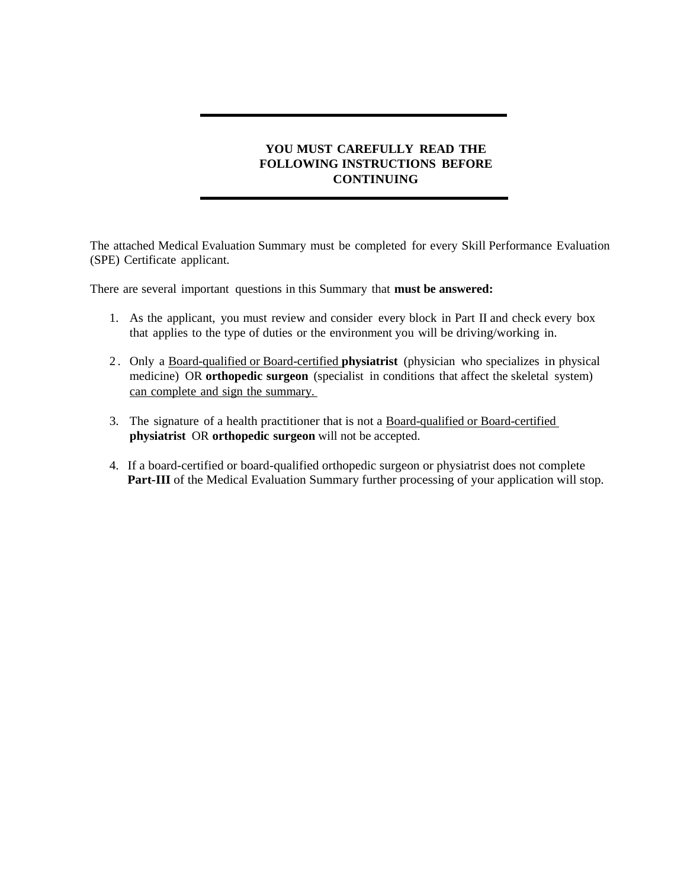## YOU MUST CAREFULLY READ THE FOLLOWING INSTRUCTIONS BEFORE CONTINUING

The attached Medical Evaluation Summary must be completed for every Skill Performance Evaluation (SPE) Certificate applicant.

There are several important questions in this Summary that **must be answered:**

1. As the applicant, you must review and consider every block in Part II and check every box that applies to the type of duties or the environment you will be driving/working in.
2. Only a <u>Board-qualified or Board-certified</u> **physiatrist** (physician who specializes in physical medicine) OR **orthopedic surgeon** (specialist in conditions that affect the skeletal system) <u>can complete and sign the summary.</u>
3. The signature of a health practitioner that is not a <u>Board-qualified or Board-certified</u> **physiatrist** OR **orthopedic surgeon** will not be accepted.
4. If a board-certified or board-qualified orthopedic surgeon or physiatrist does not complete **Part-III** of the Medical Evaluation Summary further processing of your application will stop.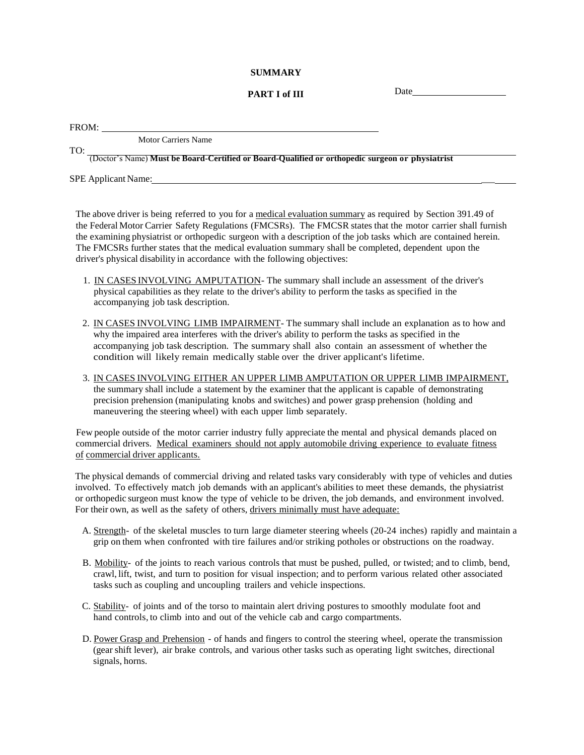**SUMMARY**

**PART I of III** Date____________________

FROM: ________________________________________________________

Motor Carriers Name

TO: ____________________________________________________________

(Doctor's Name) **Must be Board-Certified or Board-Qualified or orthopedic surgeon or physiatrist**

SPE Applicant Name:______________________________________________________________

The above driver is being referred to you for a medical evaluation summary as required by Section 391.49 of the Federal Motor Carrier Safety Regulations (FMCSRs). The FMCSR states that the motor carrier shall furnish the examining physiatrist or orthopedic surgeon with a description of the job tasks which are contained herein. The FMCSRs further states that the medical evaluation summary shall be completed, dependent upon the driver's physical disability in accordance with the following objectives:

1. IN CASES INVOLVING AMPUTATION- The summary shall include an assessment of the driver's physical capabilities as they relate to the driver's ability to perform the tasks as specified in the accompanying job task description.
2. IN CASES INVOLVING LIMB IMPAIRMENT- The summary shall include an explanation as to how and why the impaired area interferes with the driver's ability to perform the tasks as specified in the accompanying job task description. The summary shall also contain an assessment of whether the condition will likely remain medically stable over the driver applicant's lifetime.
3. IN CASES INVOLVING EITHER AN UPPER LIMB AMPUTATION OR UPPER LIMB IMPAIRMENT, the summary shall include a statement by the examiner that the applicant is capable of demonstrating precision prehension (manipulating knobs and switches) and power grasp prehension (holding and maneuvering the steering wheel) with each upper limb separately.

Few people outside of the motor carrier industry fully appreciate the mental and physical demands placed on commercial drivers. Medical examiners should not apply automobile driving experience to evaluate fitness of commercial driver applicants.

The physical demands of commercial driving and related tasks vary considerably with type of vehicles and duties involved. To effectively match job demands with an applicant's abilities to meet these demands, the physiatrist or orthopedic surgeon must know the type of vehicle to be driven, the job demands, and environment involved. For their own, as well as the safety of others, drivers minimally must have adequate:

A. Strength- of the skeletal muscles to turn large diameter steering wheels (20-24 inches) rapidly and maintain a grip on them when confronted with tire failures and/or striking potholes or obstructions on the roadway.

B. Mobility- of the joints to reach various controls that must be pushed, pulled, or twisted; and to climb, bend, crawl, lift, twist, and turn to position for visual inspection; and to perform various related other associated tasks such as coupling and uncoupling trailers and vehicle inspections.

C. Stability- of joints and of the torso to maintain alert driving postures to smoothly modulate foot and hand controls, to climb into and out of the vehicle cab and cargo compartments.

D. Power Grasp and Prehension - of hands and fingers to control the steering wheel, operate the transmission (gear shift lever), air brake controls, and various other tasks such as operating light switches, directional signals, horns.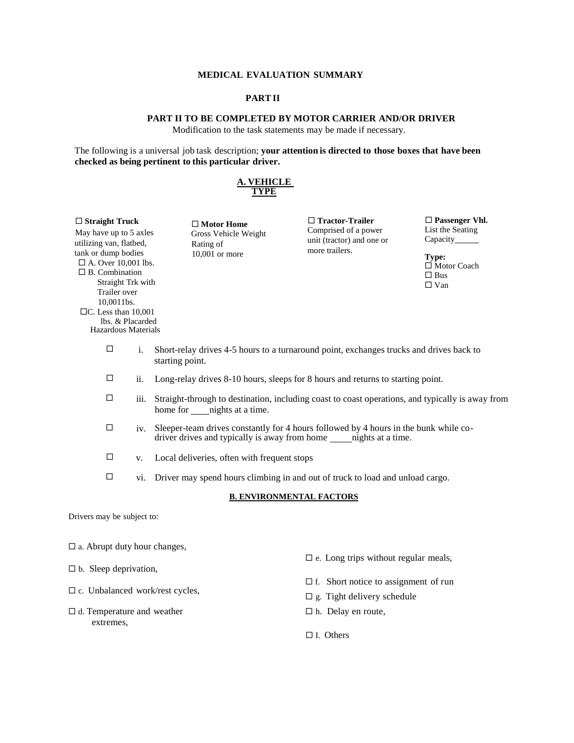## MEDICAL EVALUATION SUMMARY

## PART II

### PART II TO BE COMPLETED BY MOTOR CARRIER AND/OR DRIVER

Modification to the task statements may be made if necessary.

The following is a universal job task description; **your attention is directed to those boxes that have been checked as being pertinent to this particular driver.**

### A. VEHICLE TYPE

☐ **Straight Truck**
May have up to 5 axles utilizing van, flatbed, tank or dump bodies
- ☐ A. Over 10,001 lbs.
- ☐ B. Combination Straight Trk with Trailer over 10,0011bs.
- ☐ C. Less than 10,001 lbs. & Placarded Hazardous Materials

☐ **Motor Home**
Gross Vehicle Weight Rating of 10,001 or more

☐ **Tractor-Trailer**
Comprised of a power unit (tractor) and one or more trailers.

☐ **Passenger Vhl.**
List the Seating Capacity_____

**Type:**
- ☐ Motor Coach
- ☐ Bus
- ☐ Van

☐ i. Short-relay drives 4-5 hours to a turnaround point, exchanges trucks and drives back to starting point.

☐ ii. Long-relay drives 8-10 hours, sleeps for 8 hours and returns to starting point.

☐ iii. Straight-through to destination, including coast to coast operations, and typically is away from home for ____nights at a time.

☐ iv. Sleeper-team drives constantly for 4 hours followed by 4 hours in the bunk while co-driver drives and typically is away from home _____nights at a time.

☐ v. Local deliveries, often with frequent stops

☐ vi. Driver may spend hours climbing in and out of truck to load and unload cargo.

### B. ENVIRONMENTAL FACTORS

Drivers may be subject to:

☐ a. Abrupt duty hour changes,

☐ b. Sleep deprivation,

☐ c. Unbalanced work/rest cycles,

☐ d. Temperature and weather extremes,

☐ e. Long trips without regular meals,

☐ f. Short notice to assignment of run

☐ g. Tight delivery schedule

☐ h. Delay en route,

☐ I. Others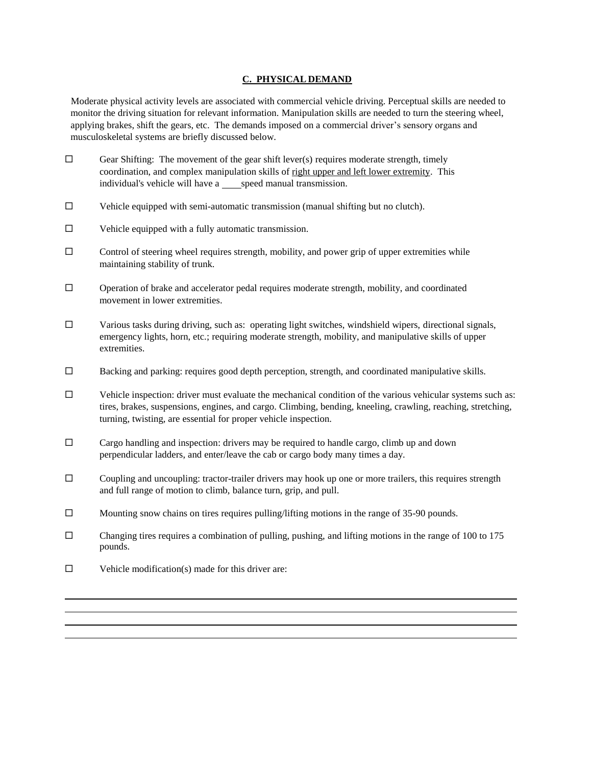## C. PHYSICAL DEMAND

Moderate physical activity levels are associated with commercial vehicle driving. Perceptual skills are needed to monitor the driving situation for relevant information. Manipulation skills are needed to turn the steering wheel, applying brakes, shift the gears, etc. The demands imposed on a commercial driver's sensory organs and musculoskeletal systems are briefly discussed below.

- ☐ Gear Shifting: The movement of the gear shift lever(s) requires moderate strength, timely coordination, and complex manipulation skills of right upper and left lower extremity. This individual's vehicle will have a ____ speed manual transmission.
- ☐ Vehicle equipped with semi-automatic transmission (manual shifting but no clutch).
- ☐ Vehicle equipped with a fully automatic transmission.
- ☐ Control of steering wheel requires strength, mobility, and power grip of upper extremities while maintaining stability of trunk.
- ☐ Operation of brake and accelerator pedal requires moderate strength, mobility, and coordinated movement in lower extremities.
- ☐ Various tasks during driving, such as: operating light switches, windshield wipers, directional signals, emergency lights, horn, etc.; requiring moderate strength, mobility, and manipulative skills of upper extremities.
- ☐ Backing and parking: requires good depth perception, strength, and coordinated manipulative skills.
- ☐ Vehicle inspection: driver must evaluate the mechanical condition of the various vehicular systems such as: tires, brakes, suspensions, engines, and cargo. Climbing, bending, kneeling, crawling, reaching, stretching, turning, twisting, are essential for proper vehicle inspection.
- ☐ Cargo handling and inspection: drivers may be required to handle cargo, climb up and down perpendicular ladders, and enter/leave the cab or cargo body many times a day.
- ☐ Coupling and uncoupling: tractor-trailer drivers may hook up one or more trailers, this requires strength and full range of motion to climb, balance turn, grip, and pull.
- ☐ Mounting snow chains on tires requires pulling/lifting motions in the range of 35-90 pounds.
- ☐ Changing tires requires a combination of pulling, pushing, and lifting motions in the range of 100 to 175 pounds.
- ☐ Vehicle modification(s) made for this driver are:

______________________________________________________________________________

______________________________________________________________________________

______________________________________________________________________________

______________________________________________________________________________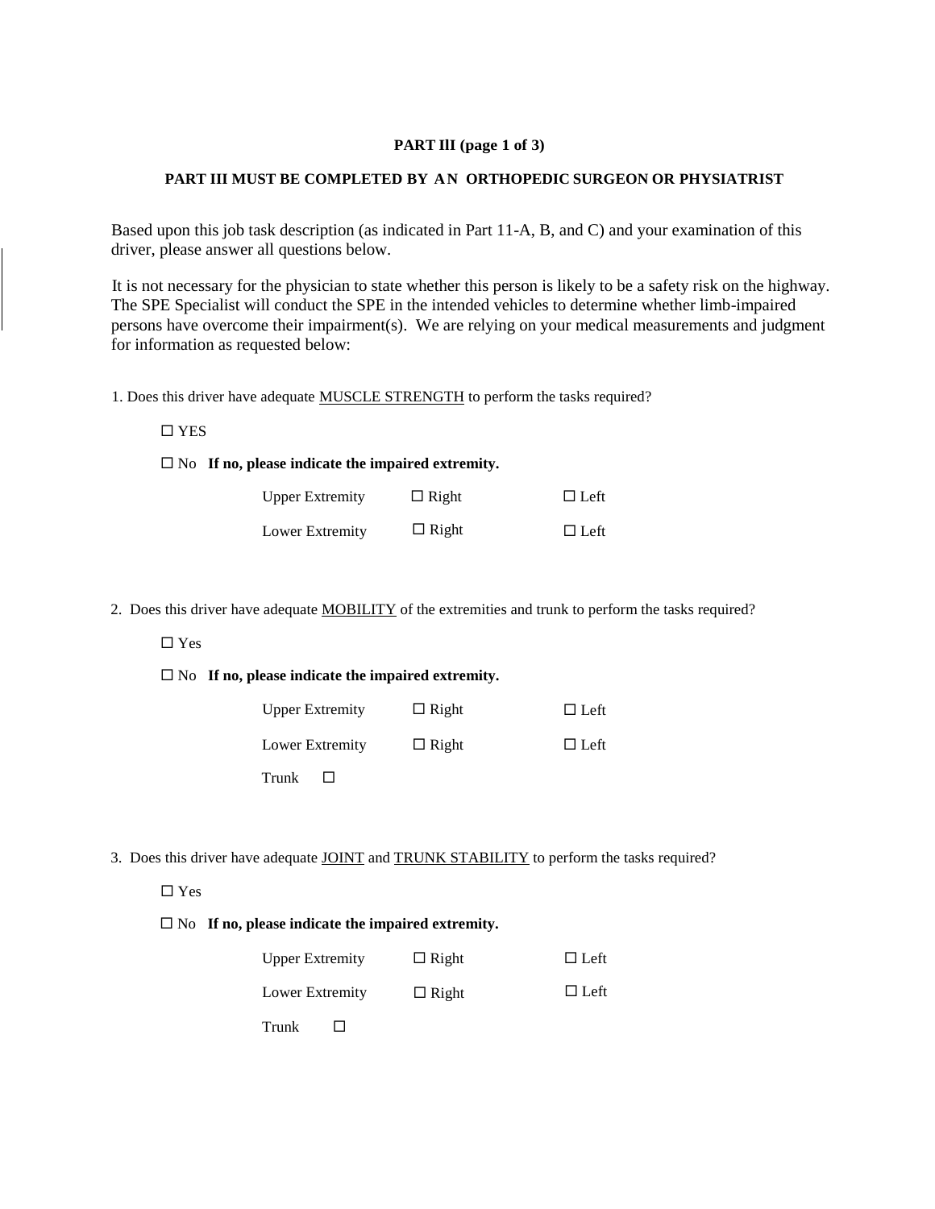**PART IlI (page 1 of 3)**

**PART III MUST BE COMPLETED BY AN ORTHOPEDIC SURGEON OR PHYSIATRIST**

Based upon this job task description (as indicated in Part 11-A, B, and C) and your examination of this driver, please answer all questions below.

It is not necessary for the physician to state whether this person is likely to be a safety risk on the highway. The SPE Specialist will conduct the SPE in the intended vehicles to determine whether limb-impaired persons have overcome their impairment(s). We are relying on your medical measurements and judgment for information as requested below:

1. Does this driver have adequate <u>MUSCLE STRENGTH</u> to perform the tasks required?

☐ YES

☐ No **If no, please indicate the impaired extremity.**

| | | |
|---|---|---|
| Upper Extremity | ☐ Right | ☐ Left |
| Lower Extremity | ☐ Right | ☐ Left |

2. Does this driver have adequate <u>MOBILITY</u> of the extremities and trunk to perform the tasks required?

☐ Yes

☐ No **If no, please indicate the impaired extremity.**

| | | |
|---|---|---|
| Upper Extremity | ☐ Right | ☐ Left |
| Lower Extremity | ☐ Right | ☐ Left |
| Trunk ☐ | | |

3. Does this driver have adequate <u>JOINT</u> and <u>TRUNK STABILITY</u> to perform the tasks required?

☐ Yes

☐ No **If no, please indicate the impaired extremity.**

| | | |
|---|---|---|
| Upper Extremity | ☐ Right | ☐ Left |
| Lower Extremity | ☐ Right | ☐ Left |
| Trunk ☐ | | |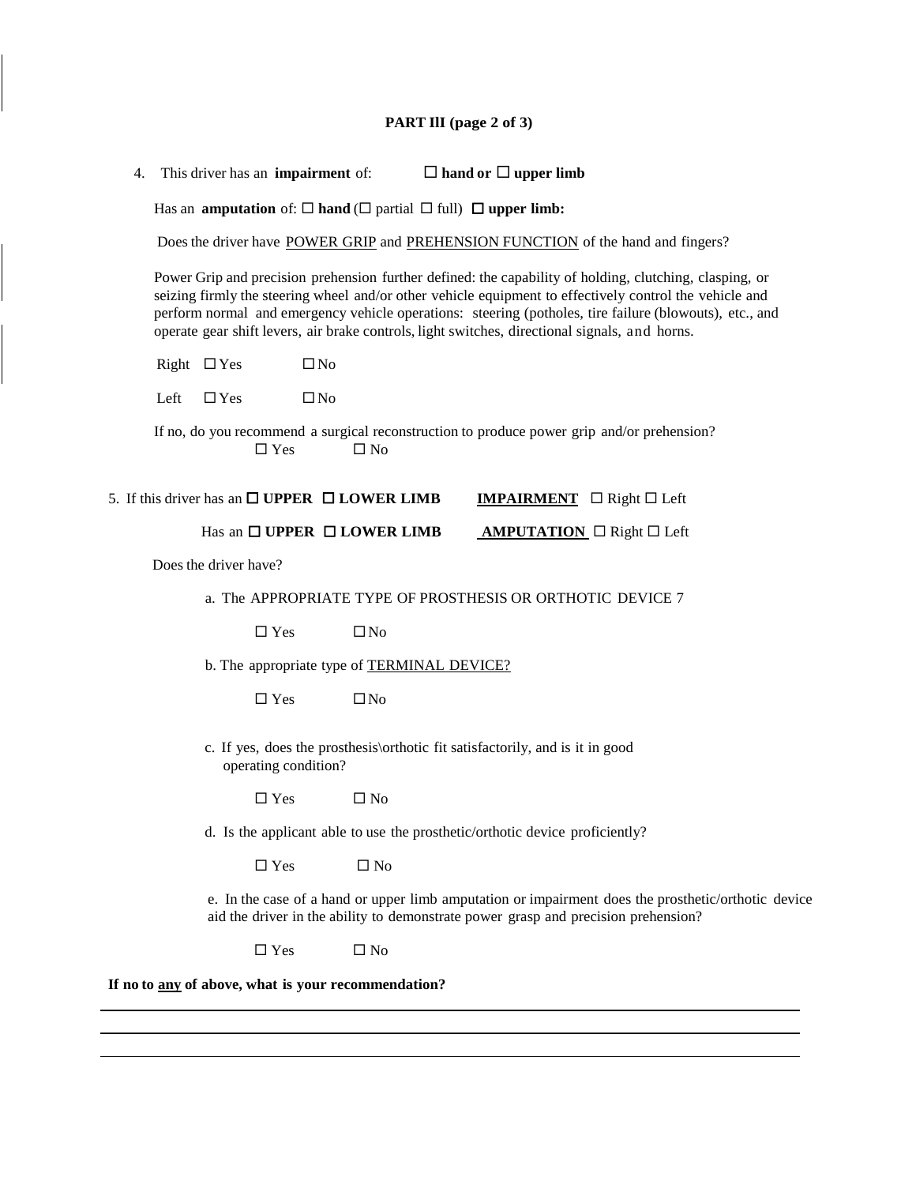**PART IlI (page 2 of 3)**

4. This driver has an **impairment** of: ☐ **hand or** ☐ **upper limb**

   Has an **amputation** of: ☐ **hand** (☐ partial ☐ full) ☐ **upper limb:**

   Does the driver have POWER GRIP and PREHENSION FUNCTION of the hand and fingers?

   Power Grip and precision prehension further defined: the capability of holding, clutching, clasping, or seizing firmly the steering wheel and/or other vehicle equipment to effectively control the vehicle and perform normal and emergency vehicle operations: steering (potholes, tire failure (blowouts), etc., and operate gear shift levers, air brake controls, light switches, directional signals, and horns.

   Right ☐ Yes ☐ No

   Left ☐ Yes ☐ No

   If no, do you recommend a surgical reconstruction to produce power grip and/or prehension?
   ☐ Yes ☐ No

5. If this driver has an ☐ **UPPER** ☐ **LOWER LIMB** **IMPAIRMENT** ☐ Right ☐ Left

   Has an ☐ **UPPER** ☐ **LOWER LIMB** **AMPUTATION** ☐ Right ☐ Left

   Does the driver have?

   a. The APPROPRIATE TYPE OF PROSTHESIS OR ORTHOTIC DEVICE 7

      ☐ Yes ☐ No

   b. The appropriate type of TERMINAL DEVICE?

      ☐ Yes ☐ No

   c. If yes, does the prosthesis\orthotic fit satisfactorily, and is it in good operating condition?

      ☐ Yes ☐ No

   d. Is the applicant able to use the prosthetic/orthotic device proficiently?

      ☐ Yes ☐ No

   e. In the case of a hand or upper limb amputation or impairment does the prosthetic/orthotic device aid the driver in the ability to demonstrate power grasp and precision prehension?

      ☐ Yes ☐ No

**If no to any of above, what is your recommendation?**

\_\_\_\_\_\_\_\_\_\_\_\_\_\_\_\_\_\_\_\_\_\_\_\_\_\_\_\_\_\_\_\_\_\_\_\_\_\_\_\_\_\_\_\_\_\_\_\_\_\_\_\_\_\_\_\_\_\_\_\_\_\_\_\_\_\_\_\_\_\_

\_\_\_\_\_\_\_\_\_\_\_\_\_\_\_\_\_\_\_\_\_\_\_\_\_\_\_\_\_\_\_\_\_\_\_\_\_\_\_\_\_\_\_\_\_\_\_\_\_\_\_\_\_\_\_\_\_\_\_\_\_\_\_\_\_\_\_\_\_\_

\_\_\_\_\_\_\_\_\_\_\_\_\_\_\_\_\_\_\_\_\_\_\_\_\_\_\_\_\_\_\_\_\_\_\_\_\_\_\_\_\_\_\_\_\_\_\_\_\_\_\_\_\_\_\_\_\_\_\_\_\_\_\_\_\_\_\_\_\_\_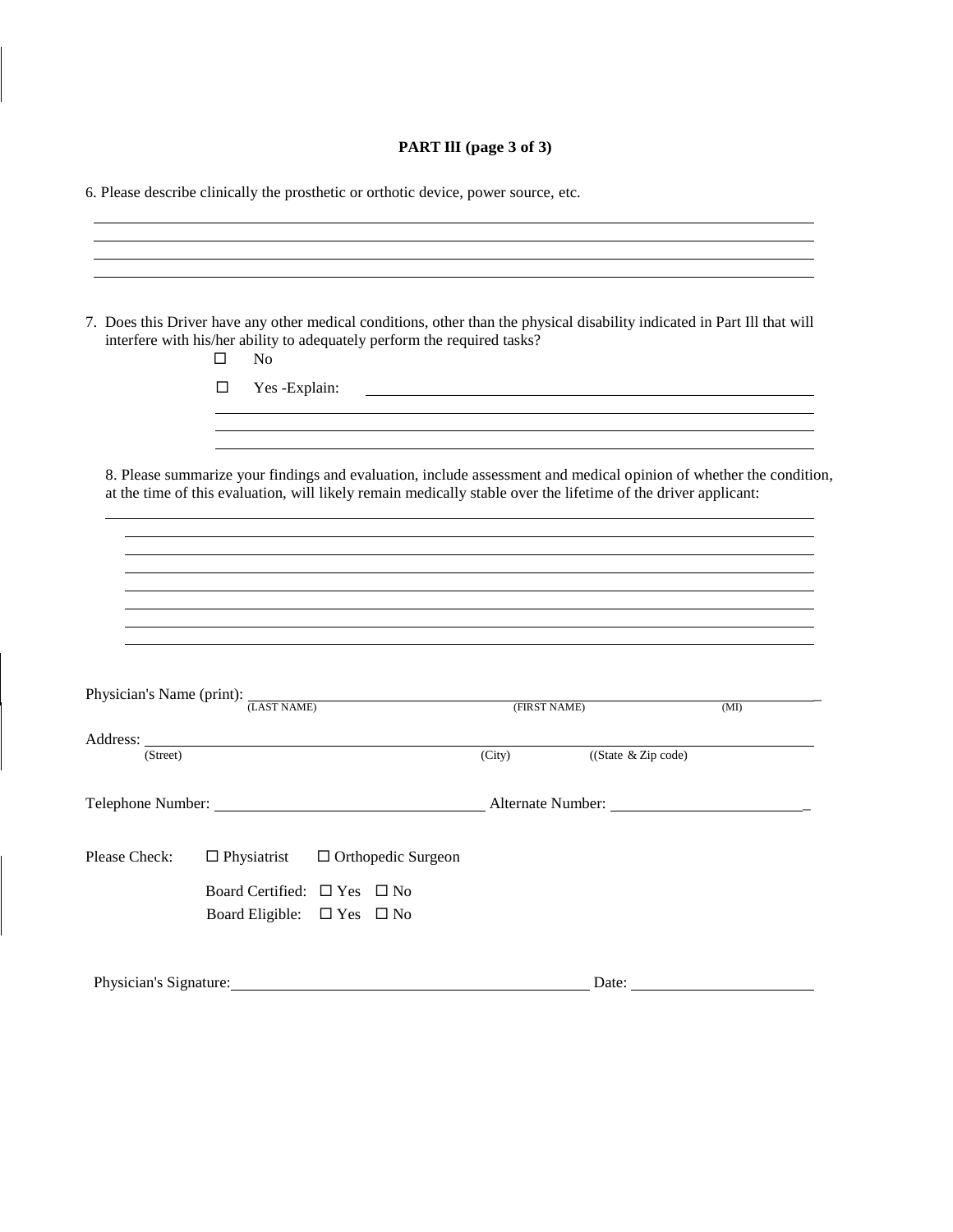## PART III (page 3 of 3)

6. Please describe clinically the prosthetic or orthotic device, power source, etc.

_______________________________________________________________________________

_______________________________________________________________________________

_______________________________________________________________________________

_______________________________________________________________________________

7. Does this Driver have any other medical conditions, other than the physical disability indicated in Part Ill that will interfere with his/her ability to adequately perform the required tasks?

☐ No

☐ Yes -Explain: ______________________________________________________

_______________________________________________________________________________

_______________________________________________________________________________

_______________________________________________________________________________

8. Please summarize your findings and evaluation, include assessment and medical opinion of whether the condition, at the time of this evaluation, will likely remain medically stable over the lifetime of the driver applicant:

_______________________________________________________________________________

_______________________________________________________________________________

_______________________________________________________________________________

_______________________________________________________________________________

_______________________________________________________________________________

_______________________________________________________________________________

_______________________________________________________________________________

_______________________________________________________________________________

Physician's Name (print): ______________________________________________________
(LAST NAME) (FIRST NAME) (MI)

Address: _______________________________________________________________________
(Street) (City) ((State & Zip code)

Telephone Number: ______________________________ Alternate Number: ______________________

Please Check: ☐ Physiatrist ☐ Orthopedic Surgeon

Board Certified: ☐ Yes ☐ No

Board Eligible: ☐ Yes ☐ No

Physician's Signature: ________________________________________ Date: ____________________